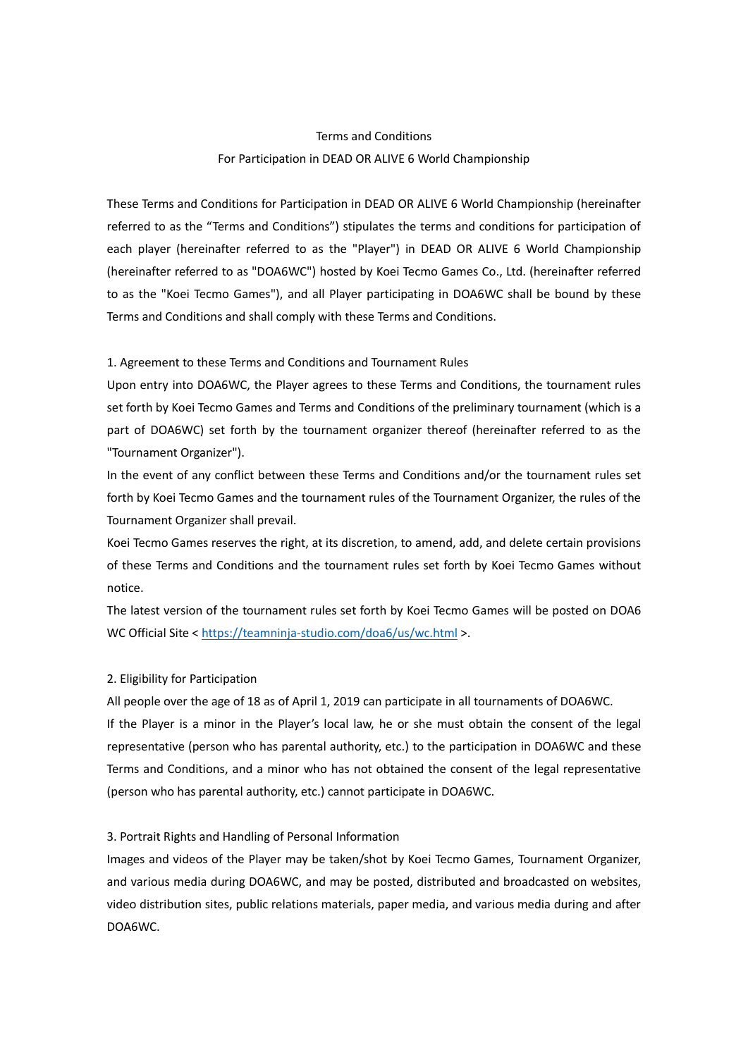# Terms and Conditions

## For Participation in DEAD OR ALIVE 6 World Championship

These Terms and Conditions for Participation in DEAD OR ALIVE 6 World Championship (hereinafter referred to as the "Terms and Conditions") stipulates the terms and conditions for participation of each player (hereinafter referred to as the "Player") in DEAD OR ALIVE 6 World Championship (hereinafter referred to as "DOA6WC") hosted by Koei Tecmo Games Co., Ltd. (hereinafter referred to as the "Koei Tecmo Games"), and all Player participating in DOA6WC shall be bound by these Terms and Conditions and shall comply with these Terms and Conditions.

### 1. Agreement to these Terms and Conditions and Tournament Rules

Upon entry into DOA6WC, the Player agrees to these Terms and Conditions, the tournament rules set forth by Koei Tecmo Games and Terms and Conditions of the preliminary tournament (which is a part of DOA6WC) set forth by the tournament organizer thereof (hereinafter referred to as the "Tournament Organizer").

In the event of any conflict between these Terms and Conditions and/or the tournament rules set forth by Koei Tecmo Games and the tournament rules of the Tournament Organizer, the rules of the Tournament Organizer shall prevail.

Koei Tecmo Games reserves the right, at its discretion, to amend, add, and delete certain provisions of these Terms and Conditions and the tournament rules set forth by Koei Tecmo Games without notice.

The latest version of the tournament rules set forth by Koei Tecmo Games will be posted on DOA6 WC Official Site < https://teamninja-studio.com/doa6/us/wc.html >.

### 2. Eligibility for Participation

All people over the age of 18 as of April 1, 2019 can participate in all tournaments of DOA6WC.

If the Player is a minor in the Player's local law, he or she must obtain the consent of the legal representative (person who has parental authority, etc.) to the participation in DOA6WC and these Terms and Conditions, and a minor who has not obtained the consent of the legal representative (person who has parental authority, etc.) cannot participate in DOA6WC.

### 3. Portrait Rights and Handling of Personal Information

Images and videos of the Player may be taken/shot by Koei Tecmo Games, Tournament Organizer, and various media during DOA6WC, and may be posted, distributed and broadcasted on websites, video distribution sites, public relations materials, paper media, and various media during and after DOA6WC.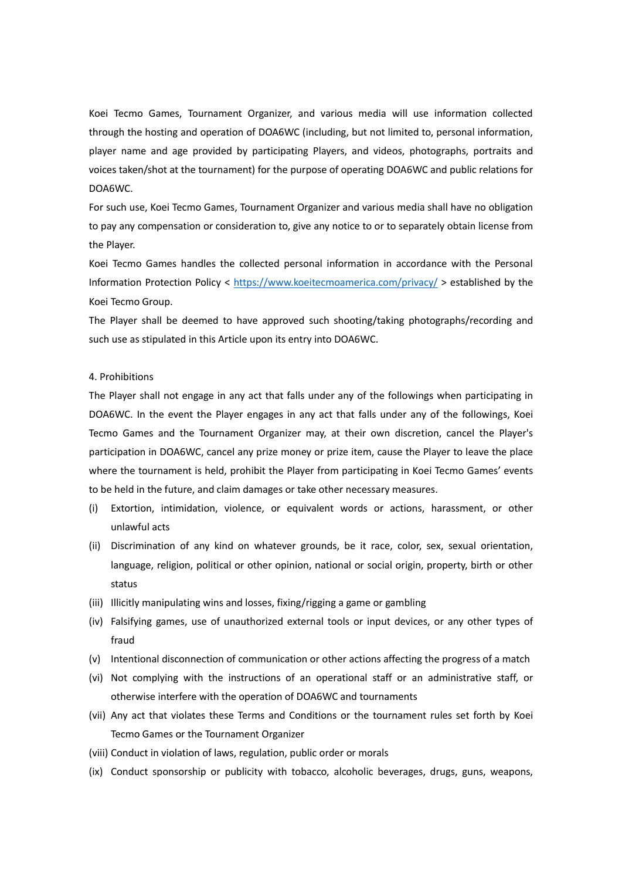Koei Tecmo Games, Tournament Organizer, and various media will use information collected through the hosting and operation of DOA6WC (including, but not limited to, personal information, player name and age provided by participating Players, and videos, photographs, portraits and voices taken/shot at the tournament) for the purpose of operating DOA6WC and public relations for DOA6WC.

For such use, Koei Tecmo Games, Tournament Organizer and various media shall have no obligation to pay any compensation or consideration to, give any notice to or to separately obtain license from the Player.

Koei Tecmo Games handles the collected personal information in accordance with the Personal Information Protection Policy < [https://www.koeitecmoamerica.com/privacy/](https://www.koeitecmoamerica.com/privacy/) > established by the Koei Tecmo Group.

The Player shall be deemed to have approved such shooting/taking photographs/recording and such use as stipulated in this Article upon its entry into DOA6WC.

4. Prohibitions

The Player shall not engage in any act that falls under any of the followings when participating in DOA6WC. In the event the Player engages in any act that falls under any of the followings, Koei Tecmo Games and the Tournament Organizer may, at their own discretion, cancel the Player's participation in DOA6WC, cancel any prize money or prize item, cause the Player to leave the place where the tournament is held, prohibit the Player from participating in Koei Tecmo Games' events to be held in the future, and claim damages or take other necessary measures.

(i) Extortion, intimidation, violence, or equivalent words or actions, harassment, or other unlawful acts

(ii) Discrimination of any kind on whatever grounds, be it race, color, sex, sexual orientation, language, religion, political or other opinion, national or social origin, property, birth or other status

(iii) Illicitly manipulating wins and losses, fixing/rigging a game or gambling

(iv) Falsifying games, use of unauthorized external tools or input devices, or any other types of fraud

(v) Intentional disconnection of communication or other actions affecting the progress of a match

(vi) Not complying with the instructions of an operational staff or an administrative staff, or otherwise interfere with the operation of DOA6WC and tournaments

(vii) Any act that violates these Terms and Conditions or the tournament rules set forth by Koei Tecmo Games or the Tournament Organizer

(viii) Conduct in violation of laws, regulation, public order or morals

(ix) Conduct sponsorship or publicity with tobacco, alcoholic beverages, drugs, guns, weapons,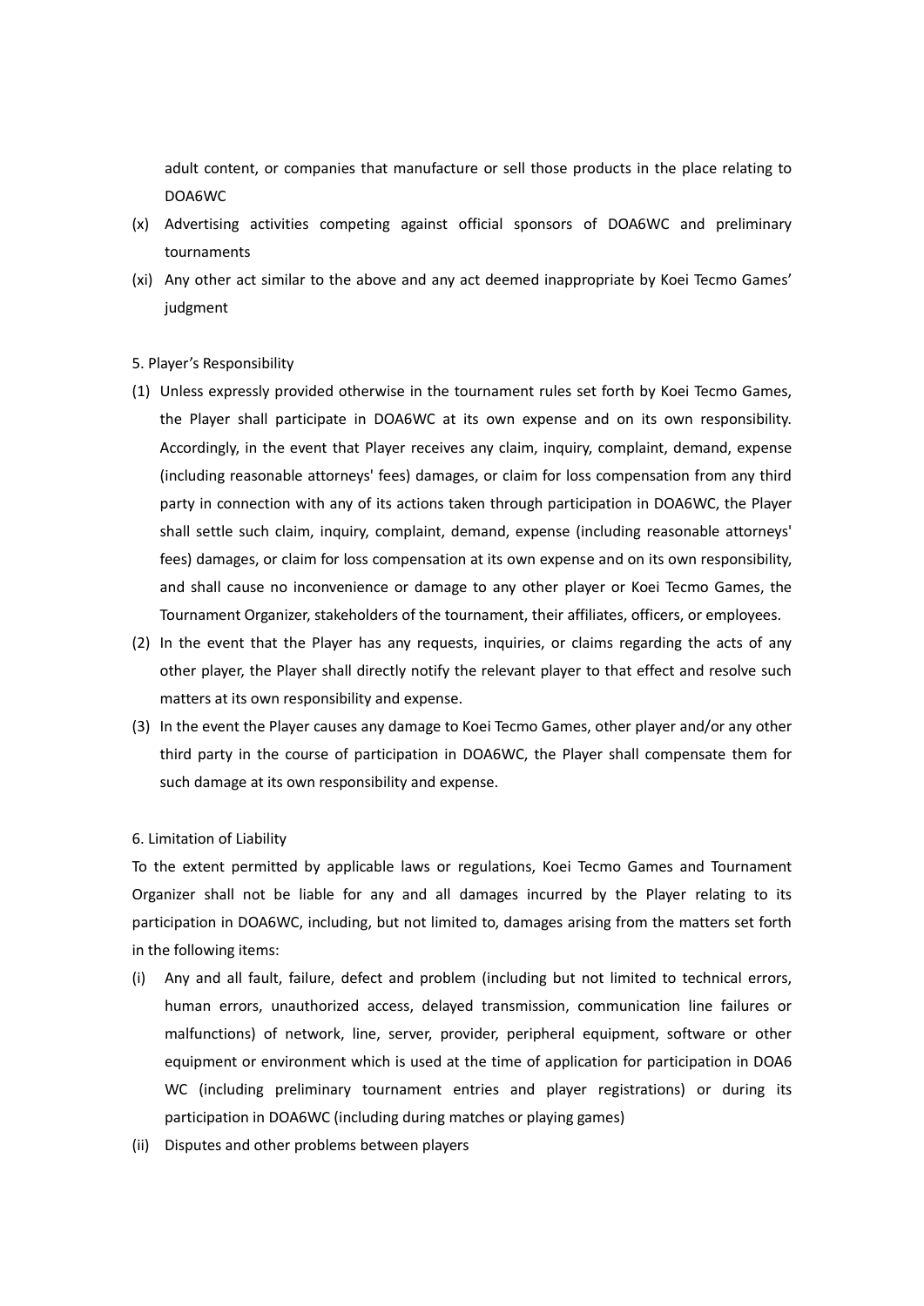adult content, or companies that manufacture or sell those products in the place relating to DOA6WC

(x) Advertising activities competing against official sponsors of DOA6WC and preliminary tournaments

(xi) Any other act similar to the above and any act deemed inappropriate by Koei Tecmo Games' judgment

5. Player's Responsibility

(1) Unless expressly provided otherwise in the tournament rules set forth by Koei Tecmo Games, the Player shall participate in DOA6WC at its own expense and on its own responsibility. Accordingly, in the event that Player receives any claim, inquiry, complaint, demand, expense (including reasonable attorneys' fees) damages, or claim for loss compensation from any third party in connection with any of its actions taken through participation in DOA6WC, the Player shall settle such claim, inquiry, complaint, demand, expense (including reasonable attorneys' fees) damages, or claim for loss compensation at its own expense and on its own responsibility, and shall cause no inconvenience or damage to any other player or Koei Tecmo Games, the Tournament Organizer, stakeholders of the tournament, their affiliates, officers, or employees.

(2) In the event that the Player has any requests, inquiries, or claims regarding the acts of any other player, the Player shall directly notify the relevant player to that effect and resolve such matters at its own responsibility and expense.

(3) In the event the Player causes any damage to Koei Tecmo Games, other player and/or any other third party in the course of participation in DOA6WC, the Player shall compensate them for such damage at its own responsibility and expense.

6. Limitation of Liability

To the extent permitted by applicable laws or regulations, Koei Tecmo Games and Tournament Organizer shall not be liable for any and all damages incurred by the Player relating to its participation in DOA6WC, including, but not limited to, damages arising from the matters set forth in the following items:

(i) Any and all fault, failure, defect and problem (including but not limited to technical errors, human errors, unauthorized access, delayed transmission, communication line failures or malfunctions) of network, line, server, provider, peripheral equipment, software or other equipment or environment which is used at the time of application for participation in DOA6 WC (including preliminary tournament entries and player registrations) or during its participation in DOA6WC (including during matches or playing games)

(ii) Disputes and other problems between players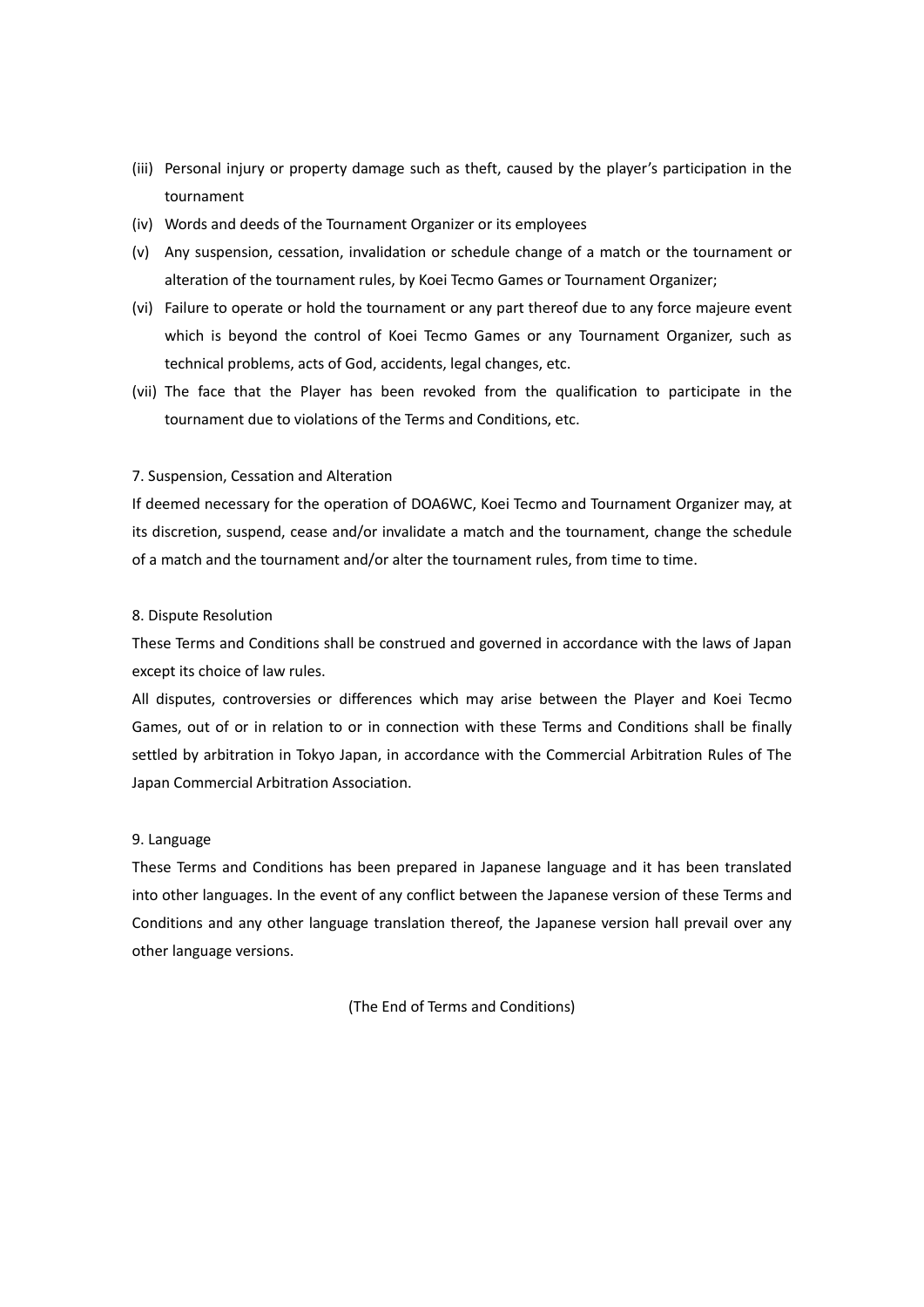(iii) Personal injury or property damage such as theft, caused by the player's participation in the tournament

(iv) Words and deeds of the Tournament Organizer or its employees

(v) Any suspension, cessation, invalidation or schedule change of a match or the tournament or alteration of the tournament rules, by Koei Tecmo Games or Tournament Organizer;

(vi) Failure to operate or hold the tournament or any part thereof due to any force majeure event which is beyond the control of Koei Tecmo Games or any Tournament Organizer, such as technical problems, acts of God, accidents, legal changes, etc.

(vii) The face that the Player has been revoked from the qualification to participate in the tournament due to violations of the Terms and Conditions, etc.

7. Suspension, Cessation and Alteration

If deemed necessary for the operation of DOA6WC, Koei Tecmo and Tournament Organizer may, at its discretion, suspend, cease and/or invalidate a match and the tournament, change the schedule of a match and the tournament and/or alter the tournament rules, from time to time.

8. Dispute Resolution

These Terms and Conditions shall be construed and governed in accordance with the laws of Japan except its choice of law rules.

All disputes, controversies or differences which may arise between the Player and Koei Tecmo Games, out of or in relation to or in connection with these Terms and Conditions shall be finally settled by arbitration in Tokyo Japan, in accordance with the Commercial Arbitration Rules of The Japan Commercial Arbitration Association.

9. Language

These Terms and Conditions has been prepared in Japanese language and it has been translated into other languages. In the event of any conflict between the Japanese version of these Terms and Conditions and any other language translation thereof, the Japanese version hall prevail over any other language versions.

(The End of Terms and Conditions)